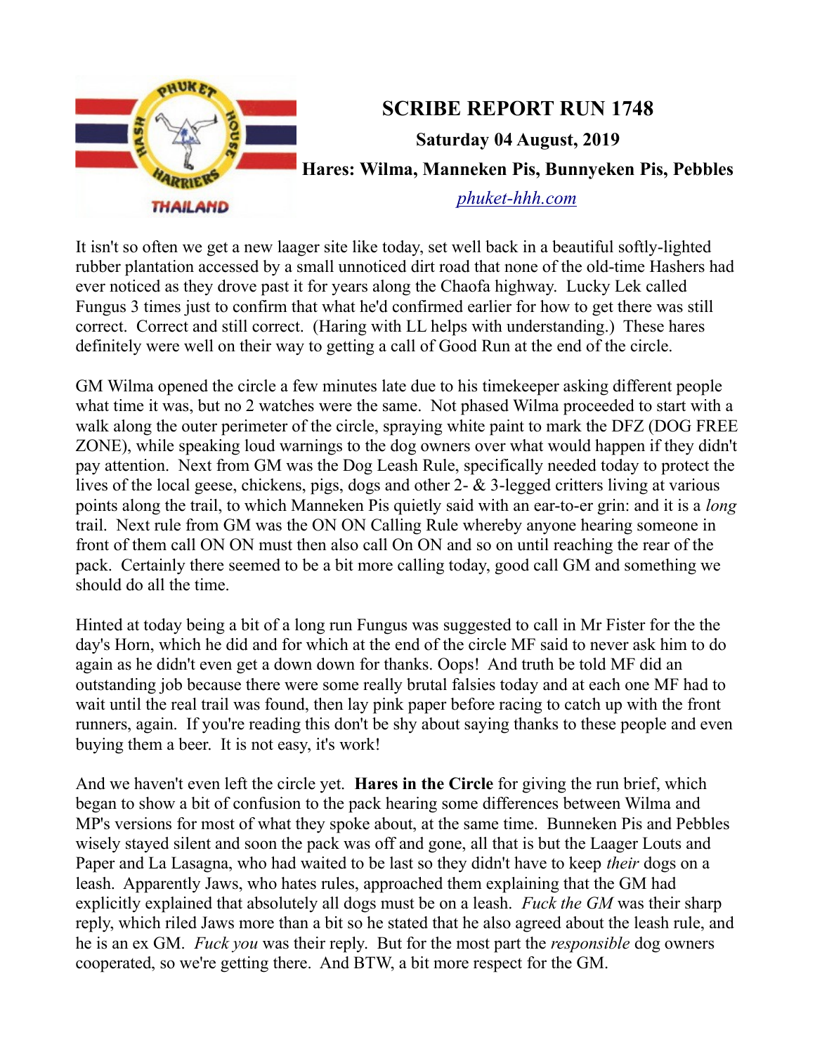# SCRIBE REPORT RUN 1748

**Saturday 04 August, 2019**

**Hares: Wilma, Manneken Pis, Bunnyeken Pis, Pebbles**

phuket-hhh.com

It isn't so often we get a new laager site like today, set well back in a beautiful softly-lighted rubber plantation accessed by a small unnoticed dirt road that none of the old-time Hashers had ever noticed as they drove past it for years along the Chaofa highway. Lucky Lek called Fungus 3 times just to confirm that what he'd confirmed earlier for how to get there was still correct. Correct and still correct. (Haring with LL helps with understanding.) These hares definitely were well on their way to getting a call of Good Run at the end of the circle.

GM Wilma opened the circle a few minutes late due to his timekeeper asking different people what time it was, but no 2 watches were the same. Not phased Wilma proceeded to start with a walk along the outer perimeter of the circle, spraying white paint to mark the DFZ (DOG FREE ZONE), while speaking loud warnings to the dog owners over what would happen if they didn't pay attention. Next from GM was the Dog Leash Rule, specifically needed today to protect the lives of the local geese, chickens, pigs, dogs and other 2- & 3-legged critters living at various points along the trail, to which Manneken Pis quietly said with an ear-to-er grin: and it is a *long* trail. Next rule from GM was the ON ON Calling Rule whereby anyone hearing someone in front of them call ON ON must then also call On ON and so on until reaching the rear of the pack. Certainly there seemed to be a bit more calling today, good call GM and something we should do all the time.

Hinted at today being a bit of a long run Fungus was suggested to call in Mr Fister for the the day's Horn, which he did and for which at the end of the circle MF said to never ask him to do again as he didn't even get a down down for thanks. Oops! And truth be told MF did an outstanding job because there were some really brutal falsies today and at each one MF had to wait until the real trail was found, then lay pink paper before racing to catch up with the front runners, again. If you're reading this don't be shy about saying thanks to these people and even buying them a beer. It is not easy, it's work!

And we haven't even left the circle yet. **Hares in the Circle** for giving the run brief, which began to show a bit of confusion to the pack hearing some differences between Wilma and MP's versions for most of what they spoke about, at the same time. Bunneken Pis and Pebbles wisely stayed silent and soon the pack was off and gone, all that is but the Laager Louts and Paper and La Lasagna, who had waited to be last so they didn't have to keep *their* dogs on a leash. Apparently Jaws, who hates rules, approached them explaining that the GM had explicitly explained that absolutely all dogs must be on a leash. *Fuck the GM* was their sharp reply, which riled Jaws more than a bit so he stated that he also agreed about the leash rule, and he is an ex GM. *Fuck you* was their reply. But for the most part the *responsible* dog owners cooperated, so we're getting there. And BTW, a bit more respect for the GM.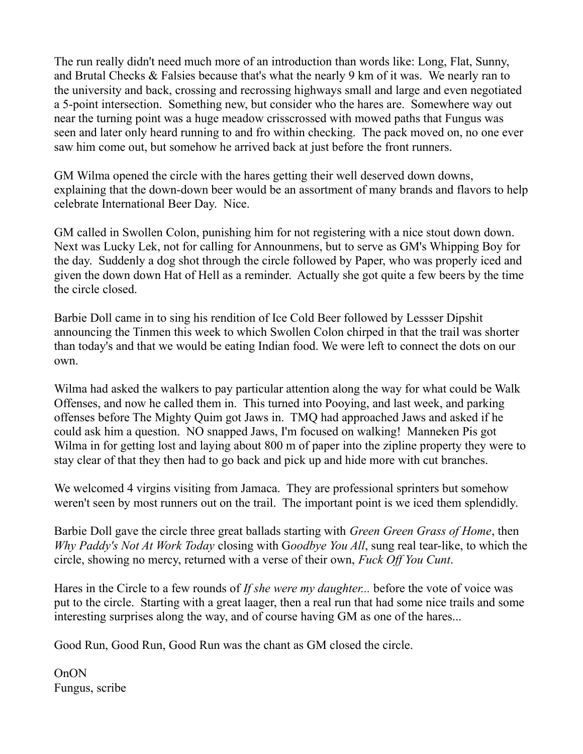The run really didn't need much more of an introduction than words like: Long, Flat, Sunny, and Brutal Checks & Falsies because that's what the nearly 9 km of it was. We nearly ran to the university and back, crossing and recrossing highways small and large and even negotiated a 5-point intersection. Something new, but consider who the hares are. Somewhere way out near the turning point was a huge meadow crisscrossed with mowed paths that Fungus was seen and later only heard running to and fro within checking. The pack moved on, no one ever saw him come out, but somehow he arrived back at just before the front runners.

GM Wilma opened the circle with the hares getting their well deserved down downs, explaining that the down-down beer would be an assortment of many brands and flavors to help celebrate International Beer Day. Nice.

GM called in Swollen Colon, punishing him for not registering with a nice stout down down. Next was Lucky Lek, not for calling for Announmens, but to serve as GM's Whipping Boy for the day. Suddenly a dog shot through the circle followed by Paper, who was properly iced and given the down down Hat of Hell as a reminder. Actually she got quite a few beers by the time the circle closed.

Barbie Doll came in to sing his rendition of Ice Cold Beer followed by Lessser Dipshit announcing the Tinmen this week to which Swollen Colon chirped in that the trail was shorter than today's and that we would be eating Indian food. We were left to connect the dots on our own.

Wilma had asked the walkers to pay particular attention along the way for what could be Walk Offenses, and now he called them in. This turned into Pooying, and last week, and parking offenses before The Mighty Quim got Jaws in. TMQ had approached Jaws and asked if he could ask him a question. NO snapped Jaws, I'm focused on walking! Manneken Pis got Wilma in for getting lost and laying about 800 m of paper into the zipline property they were to stay clear of that they then had to go back and pick up and hide more with cut branches.

We welcomed 4 virgins visiting from Jamaca. They are professional sprinters but somehow weren't seen by most runners out on the trail. The important point is we iced them splendidly.

Barbie Doll gave the circle three great ballads starting with *Green Green Grass of Home*, then *Why Paddy's Not At Work Today* closing with G*oodbye You All*, sung real tear-like, to which the circle, showing no mercy, returned with a verse of their own, *Fuck Off You Cunt*.

Hares in the Circle to a few rounds of *If she were my daughter...* before the vote of voice was put to the circle. Starting with a great laager, then a real run that had some nice trails and some interesting surprises along the way, and of course having GM as one of the hares...

Good Run, Good Run, Good Run was the chant as GM closed the circle.

OnON
Fungus, scribe